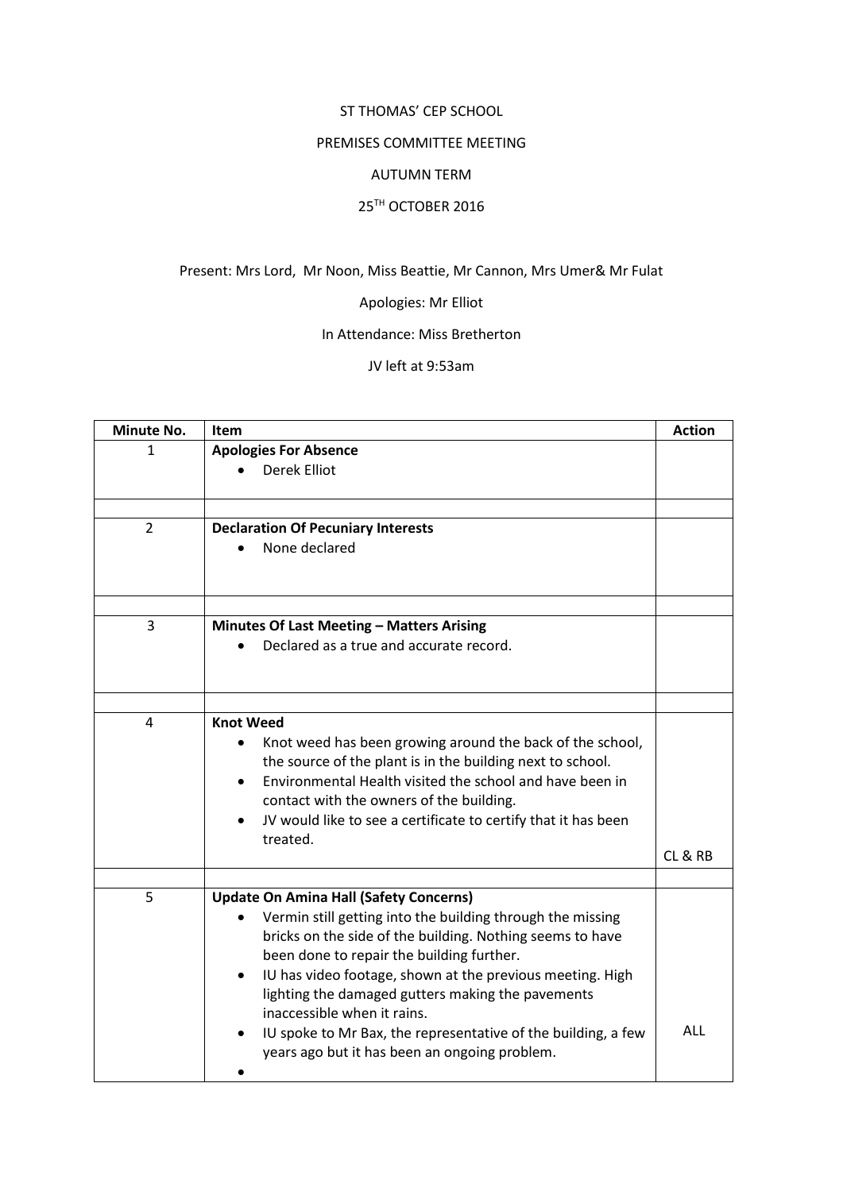ST THOMAS' CEP SCHOOL

PREMISES COMMITTEE MEETING

AUTUMN TERM

25TH OCTOBER 2016

Present: Mrs Lord, Mr Noon, Miss Beattie, Mr Cannon, Mrs Umer& Mr Fulat

Apologies: Mr Elliot

In Attendance: Miss Bretherton

JV left at 9:53am

| Minute No. | Item | Action |
|---|---|---|
| 1 | **Apologies For Absence**<br>• Derek Elliot | |
| | | |
| 2 | **Declaration Of Pecuniary Interests**<br>• None declared | |
| | | |
| 3 | **Minutes Of Last Meeting – Matters Arising**<br>• Declared as a true and accurate record. | |
| | | |
| 4 | **Knot Weed**<br>• Knot weed has been growing around the back of the school, the source of the plant is in the building next to school.<br>• Environmental Health visited the school and have been in contact with the owners of the building.<br>• JV would like to see a certificate to certify that it has been treated. | CL & RB |
| | | |
| 5 | **Update On Amina Hall (Safety Concerns)**<br>• Vermin still getting into the building through the missing bricks on the side of the building. Nothing seems to have been done to repair the building further.<br>• IU has video footage, shown at the previous meeting. High lighting the damaged gutters making the pavements inaccessible when it rains.<br>• IU spoke to Mr Bax, the representative of the building, a few years ago but it has been an ongoing problem.<br>• | ALL |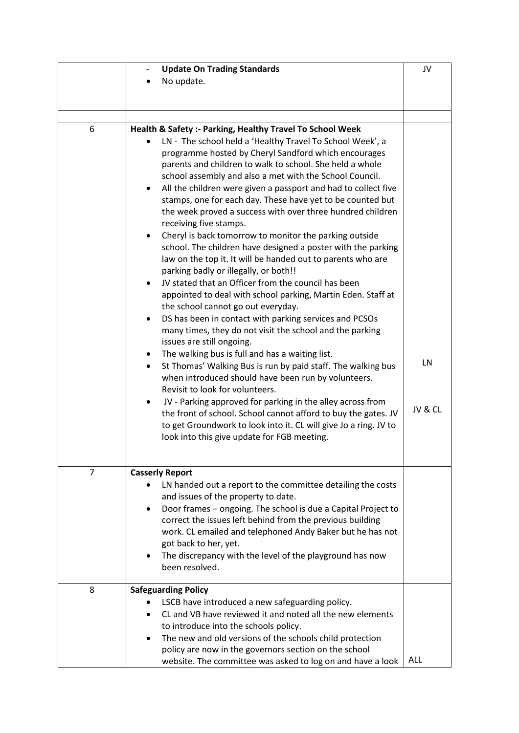| | | |
|---|---|---|
| | - **Update On Trading Standards**<br>• No update. | JV |
| | | |
| 6 | **Health & Safety :- Parking, Healthy Travel To School Week**<br>• LN - The school held a 'Healthy Travel To School Week', a programme hosted by Cheryl Sandford which encourages parents and children to walk to school. She held a whole school assembly and also a met with the School Council.<br>• All the children were given a passport and had to collect five stamps, one for each day. These have yet to be counted but the week proved a success with over three hundred children receiving five stamps.<br>• Cheryl is back tomorrow to monitor the parking outside school. The children have designed a poster with the parking law on the top it. It will be handed out to parents who are parking badly or illegally, or both!!<br>• JV stated that an Officer from the council has been appointed to deal with school parking, Martin Eden. Staff at the school cannot go out everyday.<br>• DS has been in contact with parking services and PCSOs many times, they do not visit the school and the parking issues are still ongoing.<br>• The walking bus is full and has a waiting list.<br>• St Thomas' Walking Bus is run by paid staff. The walking bus when introduced should have been run by volunteers. Revisit to look for volunteers.<br>• JV - Parking approved for parking in the alley across from the front of school. School cannot afford to buy the gates. JV to get Groundwork to look into it. CL will give Jo a ring. JV to look into this give update for FGB meeting. | LN<br><br>JV & CL |
| 7 | **Casserly Report**<br>• LN handed out a report to the committee detailing the costs and issues of the property to date.<br>• Door frames – ongoing. The school is due a Capital Project to correct the issues left behind from the previous building work. CL emailed and telephoned Andy Baker but he has not got back to her, yet.<br>• The discrepancy with the level of the playground has now been resolved. | |
| 8 | **Safeguarding Policy**<br>• LSCB have introduced a new safeguarding policy.<br>• CL and VB have reviewed it and noted all the new elements to introduce into the schools policy.<br>• The new and old versions of the schools child protection policy are now in the governors section on the school website. The committee was asked to log on and have a look | ALL |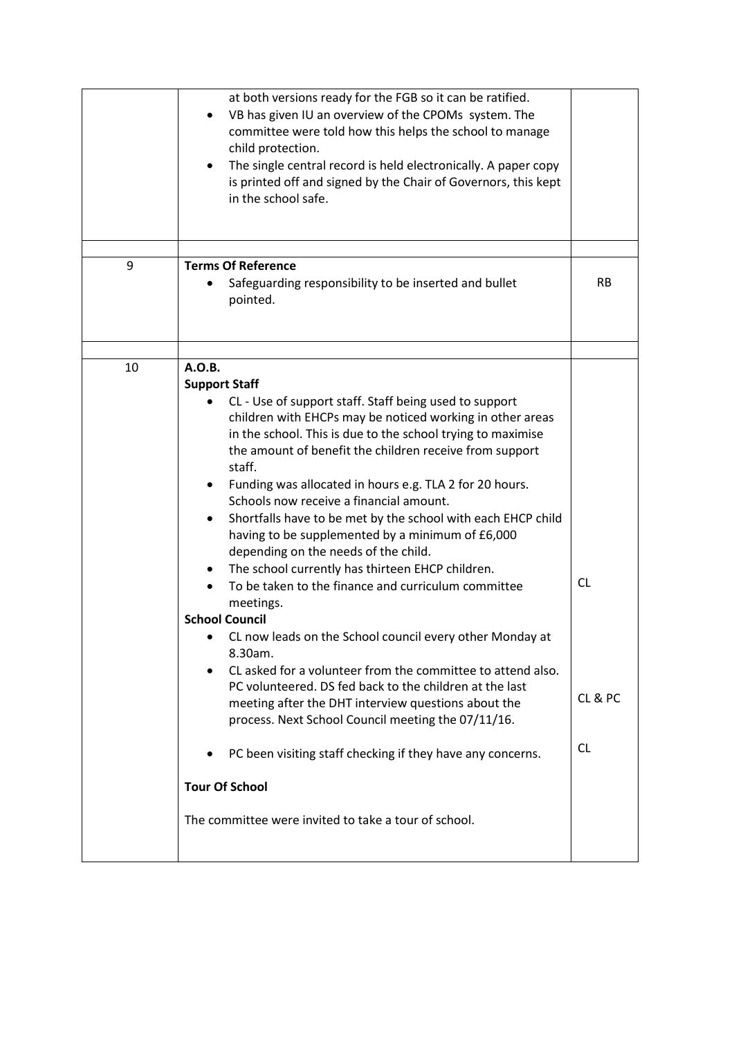| | | |
|---|---|---|
| | at both versions ready for the FGB so it can be ratified.<br>• VB has given IU an overview of the CPOMs system. The committee were told how this helps the school to manage child protection.<br>• The single central record is held electronically. A paper copy is printed off and signed by the Chair of Governors, this kept in the school safe. | |
| | | |
| 9 | **Terms Of Reference**<br>• Safeguarding responsibility to be inserted and bullet pointed. | RB |
| | | |
| 10 | **A.O.B.**<br>**Support Staff**<br>• CL - Use of support staff. Staff being used to support children with EHCPs may be noticed working in other areas in the school. This is due to the school trying to maximise the amount of benefit the children receive from support staff.<br>• Funding was allocated in hours e.g. TLA 2 for 20 hours. Schools now receive a financial amount.<br>• Shortfalls have to be met by the school with each EHCP child having to be supplemented by a minimum of £6,000 depending on the needs of the child.<br>• The school currently has thirteen EHCP children.<br>• To be taken to the finance and curriculum committee meetings.<br>**School Council**<br>• CL now leads on the School council every other Monday at 8.30am.<br>• CL asked for a volunteer from the committee to attend also. PC volunteered. DS fed back to the children at the last meeting after the DHT interview questions about the process. Next School Council meeting the 07/11/16.<br>• PC been visiting staff checking if they have any concerns.<br>**Tour Of School**<br>The committee were invited to take a tour of school. | CL<br><br>CL & PC<br><br>CL |